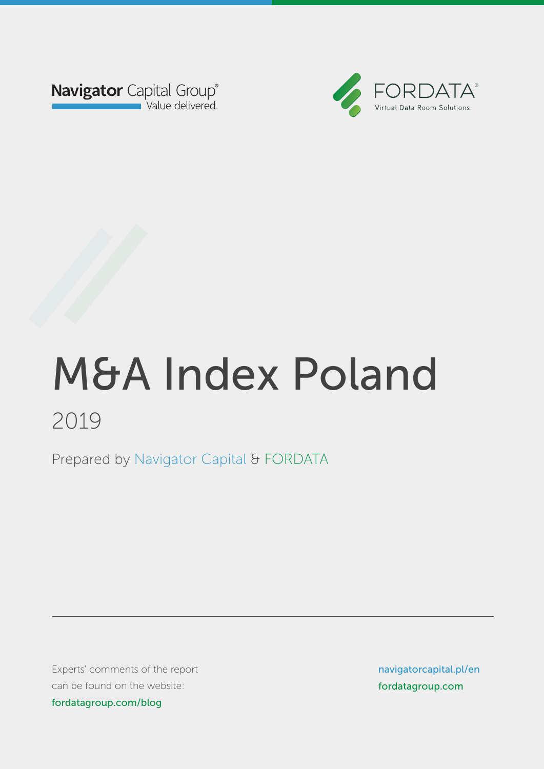Navigator Capital Group®
Value delivered.

FORDATA®
Virtual Data Room Solutions

# M&A Index Poland

## 2019

Prepared by Navigator Capital & FORDATA

---

Experts' comments of the report can be found on the website:
fordatagroup.com/blog

navigatorcapital.pl/en
fordatagroup.com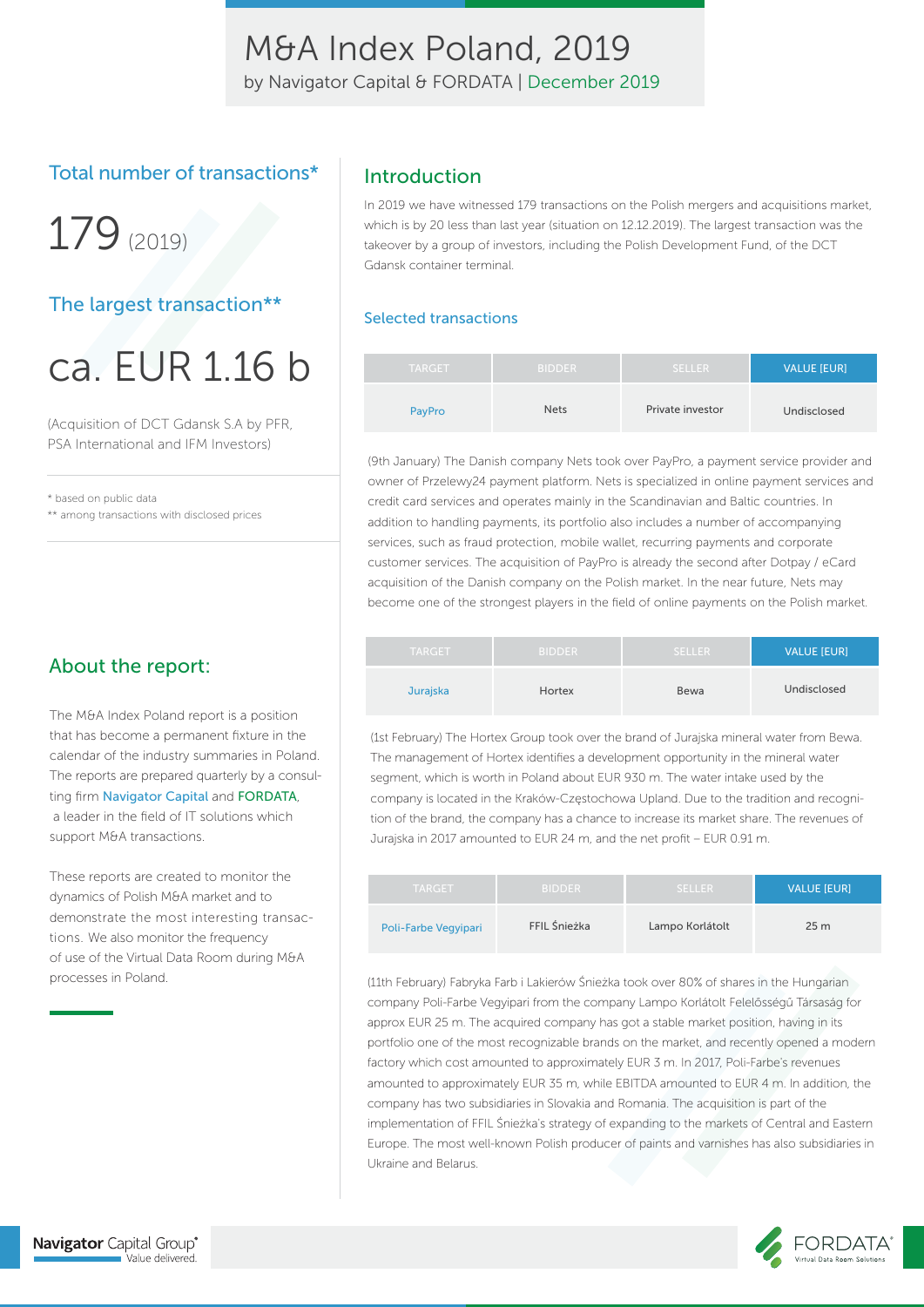# M&A Index Poland, 2019

by Navigator Capital & FORDATA | December 2019

## Total number of transactions*

179 (2019)

## The largest transaction**

ca. EUR 1.16 b

(Acquisition of DCT Gdansk S.A by PFR, PSA International and IFM Investors)

\* based on public data
\*\* among transactions with disclosed prices

## About the report:

The M&A Index Poland report is a position that has become a permanent fixture in the calendar of the industry summaries in Poland. The reports are prepared quarterly by a consulting firm Navigator Capital and FORDATA, a leader in the field of IT solutions which support M&A transactions.

These reports are created to monitor the dynamics of Polish M&A market and to demonstrate the most interesting transactions. We also monitor the frequency of use of the Virtual Data Room during M&A processes in Poland.

## Introduction

In 2019 we have witnessed 179 transactions on the Polish mergers and acquisitions market, which is by 20 less than last year (situation on 12.12.2019). The largest transaction was the takeover by a group of investors, including the Polish Development Fund, of the DCT Gdansk container terminal.

### Selected transactions

| TARGET | BIDDER | SELLER | VALUE [EUR] |
|---|---|---|---|
| PayPro | Nets | Private investor | Undisclosed |

(9th January) The Danish company Nets took over PayPro, a payment service provider and owner of Przelewy24 payment platform. Nets is specialized in online payment services and credit card services and operates mainly in the Scandinavian and Baltic countries. In addition to handling payments, its portfolio also includes a number of accompanying services, such as fraud protection, mobile wallet, recurring payments and corporate customer services. The acquisition of PayPro is already the second after Dotpay / eCard acquisition of the Danish company on the Polish market. In the near future, Nets may become one of the strongest players in the field of online payments on the Polish market.

| TARGET | BIDDER | SELLER | VALUE [EUR] |
|---|---|---|---|
| Jurajska | Hortex | Bewa | Undisclosed |

(1st February) The Hortex Group took over the brand of Jurajska mineral water from Bewa. The management of Hortex identifies a development opportunity in the mineral water segment, which is worth in Poland about EUR 930 m. The water intake used by the company is located in the Kraków-Częstochowa Upland. Due to the tradition and recognition of the brand, the company has a chance to increase its market share. The revenues of Jurajska in 2017 amounted to EUR 24 m, and the net profit – EUR 0.91 m.

| TARGET | BIDDER | SELLER | VALUE [EUR] |
|---|---|---|---|
| Poli-Farbe Vegyipari | FFIL Śnieżka | Lampo Korlátolt | 25 m |

(11th February) Fabryka Farb i Lakierów Śnieżka took over 80% of shares in the Hungarian company Poli-Farbe Vegyipari from the company Lampo Korlátolt Felelősségű Társaság for approx EUR 25 m. The acquired company has got a stable market position, having in its portfolio one of the most recognizable brands on the market, and recently opened a modern factory which cost amounted to approximately EUR 3 m. In 2017, Poli-Farbe's revenues amounted to approximately EUR 35 m, while EBITDA amounted to EUR 4 m. In addition, the company has two subsidiaries in Slovakia and Romania. The acquisition is part of the implementation of FFIL Śnieżka's strategy of expanding to the markets of Central and Eastern Europe. The most well-known Polish producer of paints and varnishes has also subsidiaries in Ukraine and Belarus.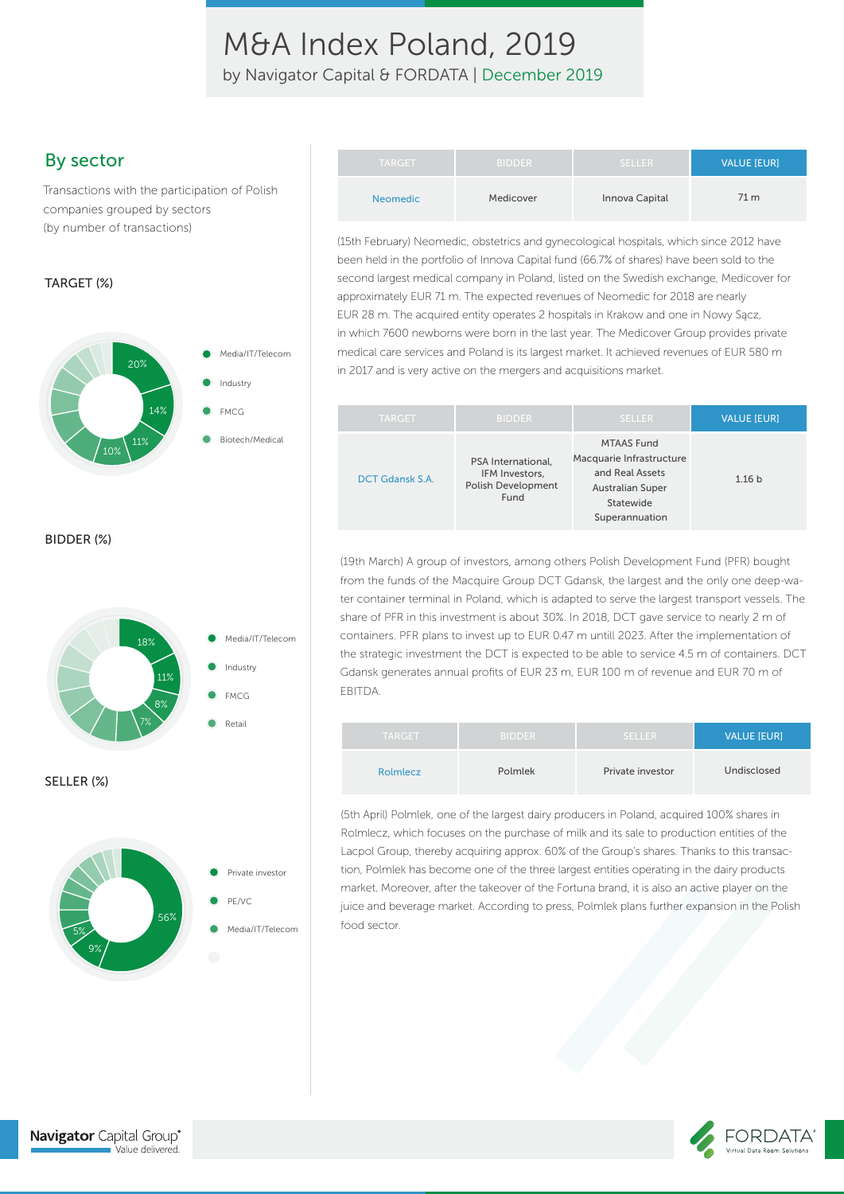# M&A Index Poland, 2019

by Navigator Capital & FORDATA | December 2019

## By sector

Transactions with the participation of Polish companies grouped by sectors (by number of transactions)

### TARGET (%)

- Media/IT/Telecom: 20%
- Industry: 14%
- FMCG: 11%
- Biotech/Medical: 10%

### BIDDER (%)

- Media/IT/Telecom: 18%
- Industry: 11%
- FMCG: 8%
- Retail: 7%

### SELLER (%)

- Private investor: 56%
- PE/VC: 9%
- Media/IT/Telecom: 5%

| TARGET | BIDDER | SELLER | VALUE [EUR] |
|---|---|---|---|
| Neomedic | Medicover | Innova Capital | 71 m |

(15th February) Neomedic, obstetrics and gynecological hospitals, which since 2012 have been held in the portfolio of Innova Capital fund (66.7% of shares) have been sold to the second largest medical company in Poland, listed on the Swedish exchange, Medicover for approximately EUR 71 m. The expected revenues of Neomedic for 2018 are nearly EUR 28 m. The acquired entity operates 2 hospitals in Krakow and one in Nowy Sącz, in which 7600 newborns were born in the last year. The Medicover Group provides private medical care services and Poland is its largest market. It achieved revenues of EUR 580 m in 2017 and is very active on the mergers and acquisitions market.

| TARGET | BIDDER | SELLER | VALUE [EUR] |
|---|---|---|---|
| DCT Gdansk S.A. | PSA International, IFM Investors, Polish Development Fund | MTAAS Fund Macquarie Infrastructure and Real Assets Australian Super Statewide Superannuation | 1.16 b |

(19th March) A group of investors, among others Polish Development Fund (PFR) bought from the funds of the Macquire Group DCT Gdansk, the largest and the only one deep-water container terminal in Poland, which is adapted to serve the largest transport vessels. The share of PFR in this investment is about 30%. In 2018, DCT gave service to nearly 2 m of containers. PFR plans to invest up to EUR 0.47 m untill 2023. After the implementation of the strategic investment the DCT is expected to be able to service 4.5 m of containers. DCT Gdansk generates annual profits of EUR 23 m, EUR 100 m of revenue and EUR 70 m of EBITDA.

| TARGET | BIDDER | SELLER | VALUE [EUR] |
|---|---|---|---|
| Rolmlecz | Polmlek | Private investor | Undisclosed |

(5th April) Polmlek, one of the largest dairy producers in Poland, acquired 100% shares in Rolmlecz, which focuses on the purchase of milk and its sale to production entities of the Lacpol Group, thereby acquiring approx. 60% of the Group's shares. Thanks to this transaction, Polmlek has become one of the three largest entities operating in the dairy products market. Moreover, after the takeover of the Fortuna brand, it is also an active player on the juice and beverage market. According to press, Polmlek plans further expansion in the Polish food sector.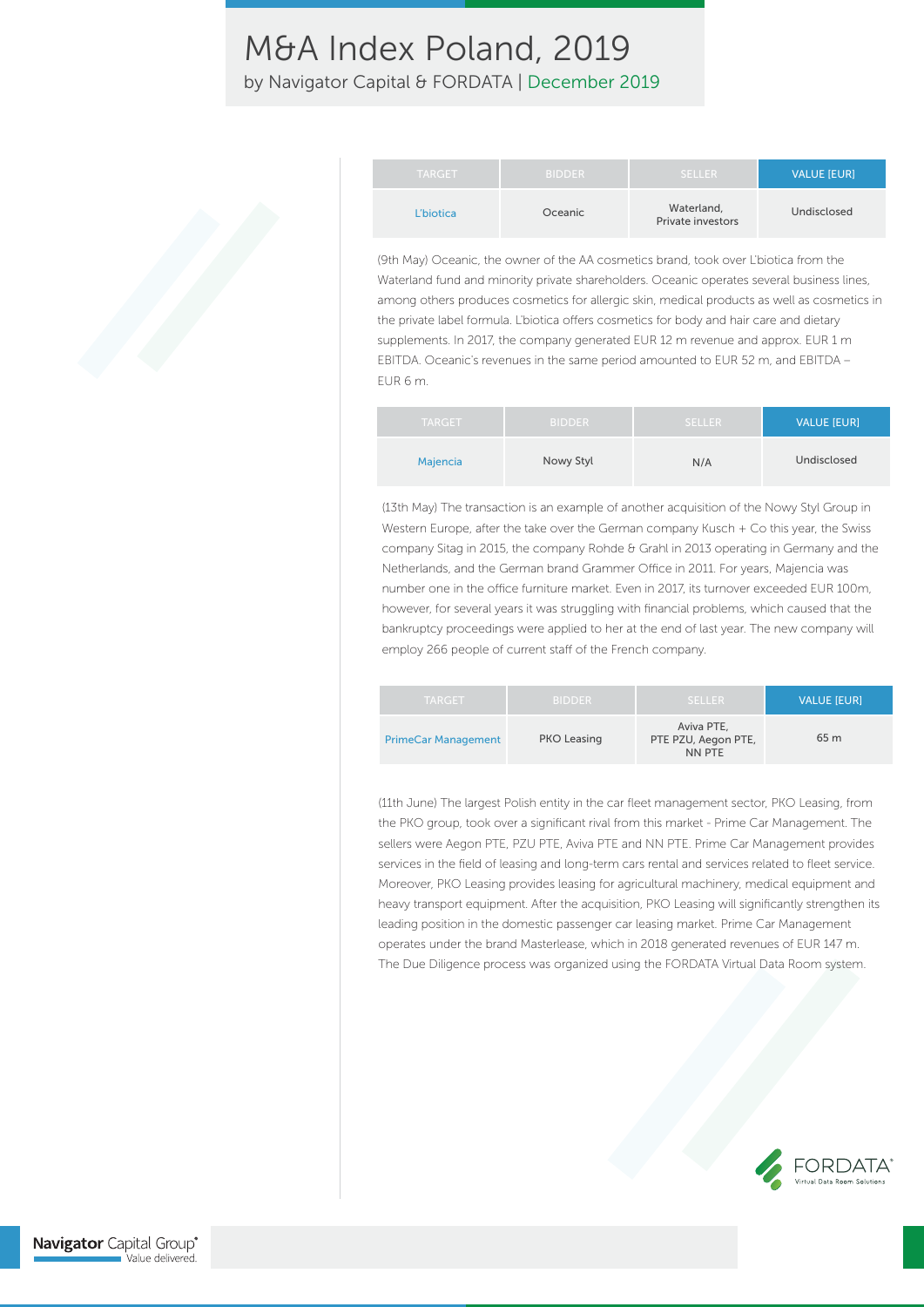| TARGET | BIDDER | SELLER | VALUE [EUR] |
| --- | --- | --- | --- |
| L'biotica | Oceanic | Waterland, Private investors | Undisclosed |

(9th May) Oceanic, the owner of the AA cosmetics brand, took over L'biotica from the Waterland fund and minority private shareholders. Oceanic operates several business lines, among others produces cosmetics for allergic skin, medical products as well as cosmetics in the private label formula. L'biotica offers cosmetics for body and hair care and dietary supplements. In 2017, the company generated EUR 12 m revenue and approx. EUR 1 m EBITDA. Oceanic's revenues in the same period amounted to EUR 52 m, and EBITDA – EUR 6 m.

| TARGET | BIDDER | SELLER | VALUE [EUR] |
| --- | --- | --- | --- |
| Majencia | Nowy Styl | N/A | Undisclosed |

(13th May) The transaction is an example of another acquisition of the Nowy Styl Group in Western Europe, after the take over the German company Kusch + Co this year, the Swiss company Sitag in 2015, the company Rohde & Grahl in 2013 operating in Germany and the Netherlands, and the German brand Grammer Office in 2011. For years, Majencia was number one in the office furniture market. Even in 2017, its turnover exceeded EUR 100m, however, for several years it was struggling with financial problems, which caused that the bankruptcy proceedings were applied to her at the end of last year. The new company will employ 266 people of current staff of the French company.

| TARGET | BIDDER | SELLER | VALUE [EUR] |
| --- | --- | --- | --- |
| PrimeCar Management | PKO Leasing | Aviva PTE, PTE PZU, Aegon PTE, NN PTE | 65 m |

(11th June) The largest Polish entity in the car fleet management sector, PKO Leasing, from the PKO group, took over a significant rival from this market - Prime Car Management. The sellers were Aegon PTE, PZU PTE, Aviva PTE and NN PTE. Prime Car Management provides services in the field of leasing and long-term cars rental and services related to fleet service. Moreover, PKO Leasing provides leasing for agricultural machinery, medical equipment and heavy transport equipment. After the acquisition, PKO Leasing will significantly strengthen its leading position in the domestic passenger car leasing market. Prime Car Management operates under the brand Masterlease, which in 2018 generated revenues of EUR 147 m. The Due Diligence process was organized using the FORDATA Virtual Data Room system.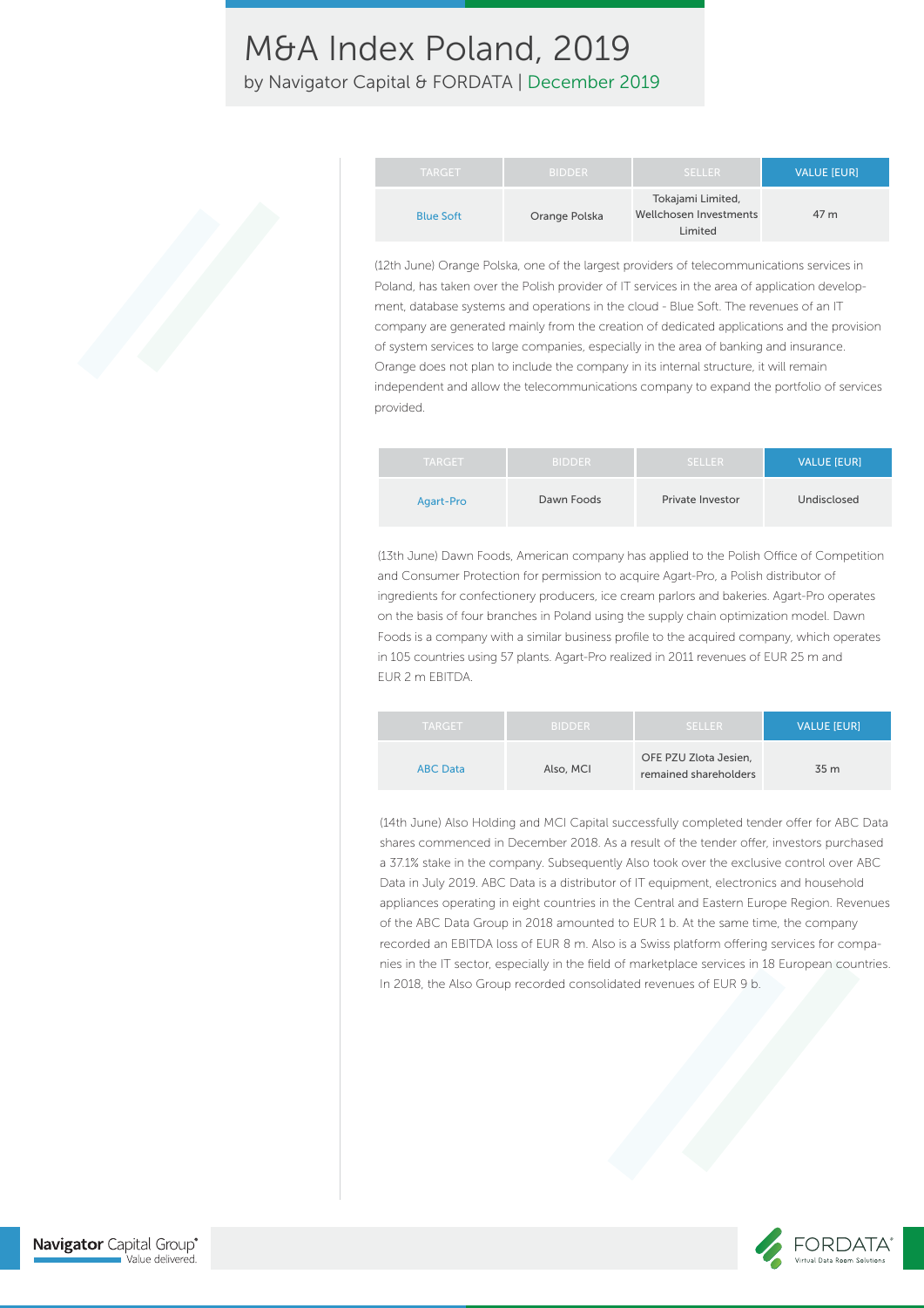| TARGET | BIDDER | SELLER | VALUE [EUR] |
| --- | --- | --- | --- |
| Blue Soft | Orange Polska | Tokajami Limited, Wellchosen Investments Limited | 47 m |

(12th June) Orange Polska, one of the largest providers of telecommunications services in Poland, has taken over the Polish provider of IT services in the area of application development, database systems and operations in the cloud - Blue Soft. The revenues of an IT company are generated mainly from the creation of dedicated applications and the provision of system services to large companies, especially in the area of banking and insurance. Orange does not plan to include the company in its internal structure, it will remain independent and allow the telecommunications company to expand the portfolio of services provided.

| TARGET | BIDDER | SELLER | VALUE [EUR] |
| --- | --- | --- | --- |
| Agart-Pro | Dawn Foods | Private Investor | Undisclosed |

(13th June) Dawn Foods, American company has applied to the Polish Office of Competition and Consumer Protection for permission to acquire Agart-Pro, a Polish distributor of ingredients for confectionery producers, ice cream parlors and bakeries. Agart-Pro operates on the basis of four branches in Poland using the supply chain optimization model. Dawn Foods is a company with a similar business profile to the acquired company, which operates in 105 countries using 57 plants. Agart-Pro realized in 2011 revenues of EUR 25 m and EUR 2 m EBITDA.

| TARGET | BIDDER | SELLER | VALUE [EUR] |
| --- | --- | --- | --- |
| ABC Data | Also, MCI | OFE PZU Zlota Jesien, remained shareholders | 35 m |

(14th June) Also Holding and MCI Capital successfully completed tender offer for ABC Data shares commenced in December 2018. As a result of the tender offer, investors purchased a 37.1% stake in the company. Subsequently Also took over the exclusive control over ABC Data in July 2019. ABC Data is a distributor of IT equipment, electronics and household appliances operating in eight countries in the Central and Eastern Europe Region. Revenues of the ABC Data Group in 2018 amounted to EUR 1 b. At the same time, the company recorded an EBITDA loss of EUR 8 m. Also is a Swiss platform offering services for companies in the IT sector, especially in the field of marketplace services in 18 European countries. In 2018, the Also Group recorded consolidated revenues of EUR 9 b.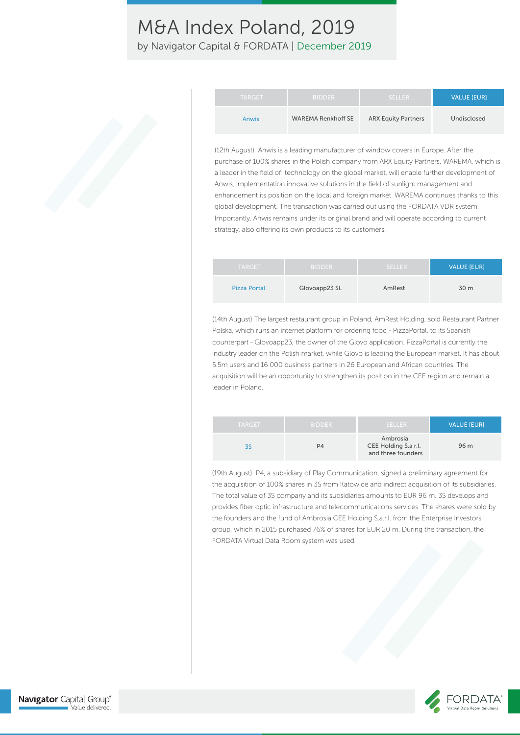| TARGET | BIDDER | SELLER | VALUE [EUR] |
|---|---|---|---|
| Anwis | WAREMA Renkhoff SE | ARX Equity Partners | Undisclosed |

(12th August) Anwis is a leading manufacturer of window covers in Europe. After the purchase of 100% shares in the Polish company from ARX Equity Partners, WAREMA, which is a leader in the field of technology on the global market, will enable further development of Anwis, implementation innovative solutions in the field of sunlight management and enhancement its position on the local and foreign market. WAREMA continues thanks to this global development. The transaction was carried out using the FORDATA VDR system. Importantly, Anwis remains under its original brand and will operate according to current strategy, also offering its own products to its customers.

| TARGET | BIDDER | SELLER | VALUE [EUR] |
|---|---|---|---|
| Pizza Portal | Glovoapp23 SL | AmRest | 30 m |

(14th August) The largest restaurant group in Poland, AmRest Holding, sold Restaurant Partner Polska, which runs an internet platform for ordering food - PizzaPortal, to its Spanish counterpart - Glovoapp23, the owner of the Glovo application. PizzaPortal is currently the industry leader on the Polish market, while Glovo is leading the European market. It has about 5.5m users and 16 000 business partners in 26 European and African countries. The acquisition will be an opportunity to strengthen its position in the CEE region and remain a leader in Poland.

| TARGET | BIDDER | SELLER | VALUE [EUR] |
|---|---|---|---|
| 3S | P4 | Ambrosia CEE Holding S.a r.l. and three founders | 96 m |

(19th August) P4, a subsidiary of Play Communication, signed a preliminary agreement for the acquisition of 100% shares in 3S from Katowice and indirect acquisition of its subsidiaries. The total value of 3S company and its subsidiaries amounts to EUR 96 m. 3S develops and provides fiber optic infrastructure and telecommunications services. The shares were sold by the founders and the fund of Ambrosia CEE Holding S.a.r.l. from the Enterprise Investors group, which in 2015 purchased 76% of shares for EUR 20 m. During the transaction, the FORDATA Virtual Data Room system was used.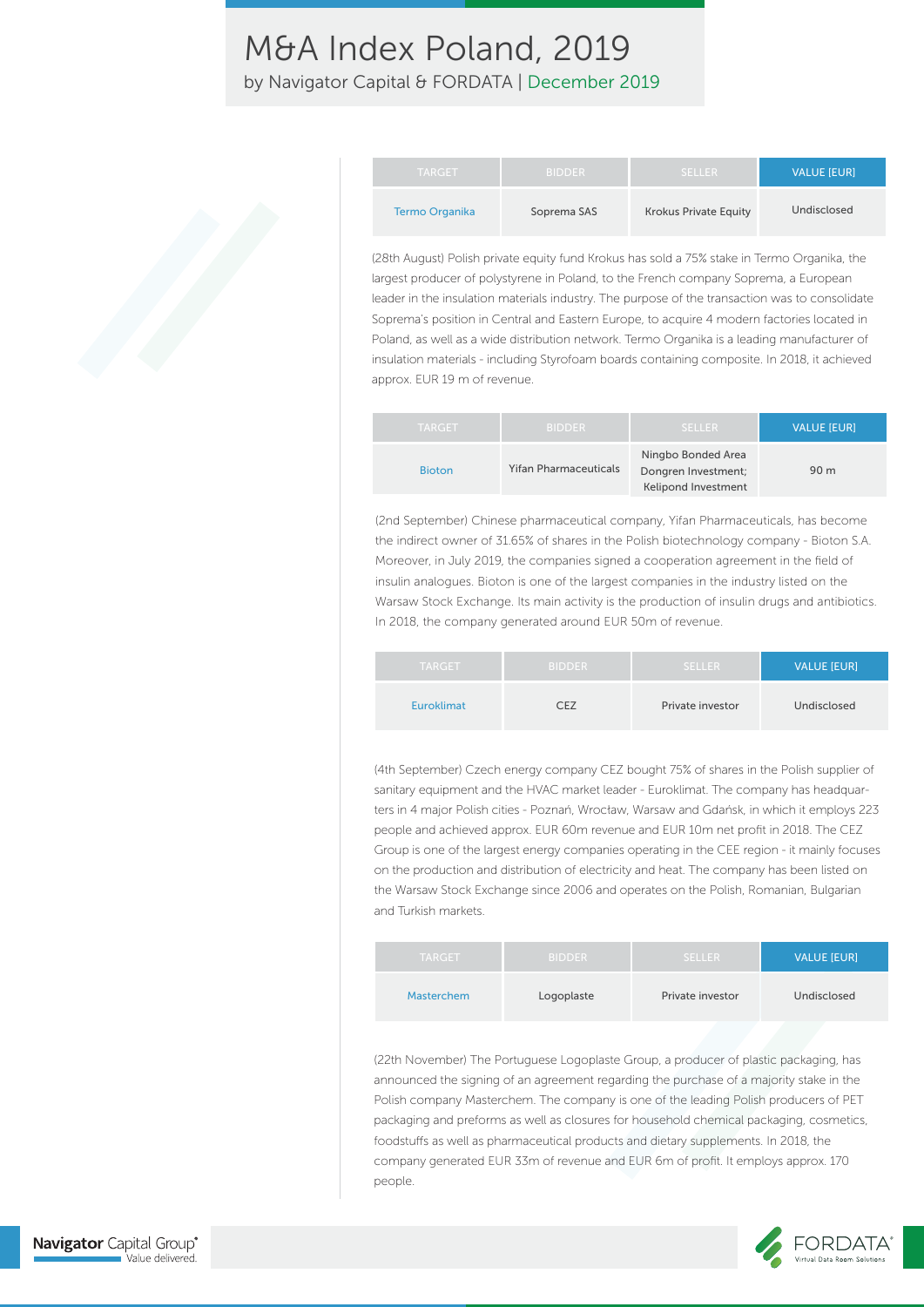| TARGET | BIDDER | SELLER | VALUE [EUR] |
| --- | --- | --- | --- |
| Termo Organika | Soprema SAS | Krokus Private Equity | Undisclosed |

(28th August) Polish private equity fund Krokus has sold a 75% stake in Termo Organika, the largest producer of polystyrene in Poland, to the French company Soprema, a European leader in the insulation materials industry. The purpose of the transaction was to consolidate Soprema's position in Central and Eastern Europe, to acquire 4 modern factories located in Poland, as well as a wide distribution network. Termo Organika is a leading manufacturer of insulation materials - including Styrofoam boards containing composite. In 2018, it achieved approx. EUR 19 m of revenue.

| TARGET | BIDDER | SELLER | VALUE [EUR] |
| --- | --- | --- | --- |
| Bioton | Yifan Pharmaceuticals | Ningbo Bonded Area Dongren Investment; Kelipond Investment | 90 m |

(2nd September) Chinese pharmaceutical company, Yifan Pharmaceuticals, has become the indirect owner of 31.65% of shares in the Polish biotechnology company - Bioton S.A. Moreover, in July 2019, the companies signed a cooperation agreement in the field of insulin analogues. Bioton is one of the largest companies in the industry listed on the Warsaw Stock Exchange. Its main activity is the production of insulin drugs and antibiotics. In 2018, the company generated around EUR 50m of revenue.

| TARGET | BIDDER | SELLER | VALUE [EUR] |
| --- | --- | --- | --- |
| Euroklimat | CEZ | Private investor | Undisclosed |

(4th September) Czech energy company CEZ bought 75% of shares in the Polish supplier of sanitary equipment and the HVAC market leader - Euroklimat. The company has headquarters in 4 major Polish cities - Poznań, Wrocław, Warsaw and Gdańsk, in which it employs 223 people and achieved approx. EUR 60m revenue and EUR 10m net profit in 2018. The CEZ Group is one of the largest energy companies operating in the CEE region - it mainly focuses on the production and distribution of electricity and heat. The company has been listed on the Warsaw Stock Exchange since 2006 and operates on the Polish, Romanian, Bulgarian and Turkish markets.

| TARGET | BIDDER | SELLER | VALUE [EUR] |
| --- | --- | --- | --- |
| Masterchem | Logoplaste | Private investor | Undisclosed |

(22th November) The Portuguese Logoplaste Group, a producer of plastic packaging, has announced the signing of an agreement regarding the purchase of a majority stake in the Polish company Masterchem. The company is one of the leading Polish producers of PET packaging and preforms as well as closures for household chemical packaging, cosmetics, foodstuffs as well as pharmaceutical products and dietary supplements. In 2018, the company generated EUR 33m of revenue and EUR 6m of profit. It employs approx. 170 people.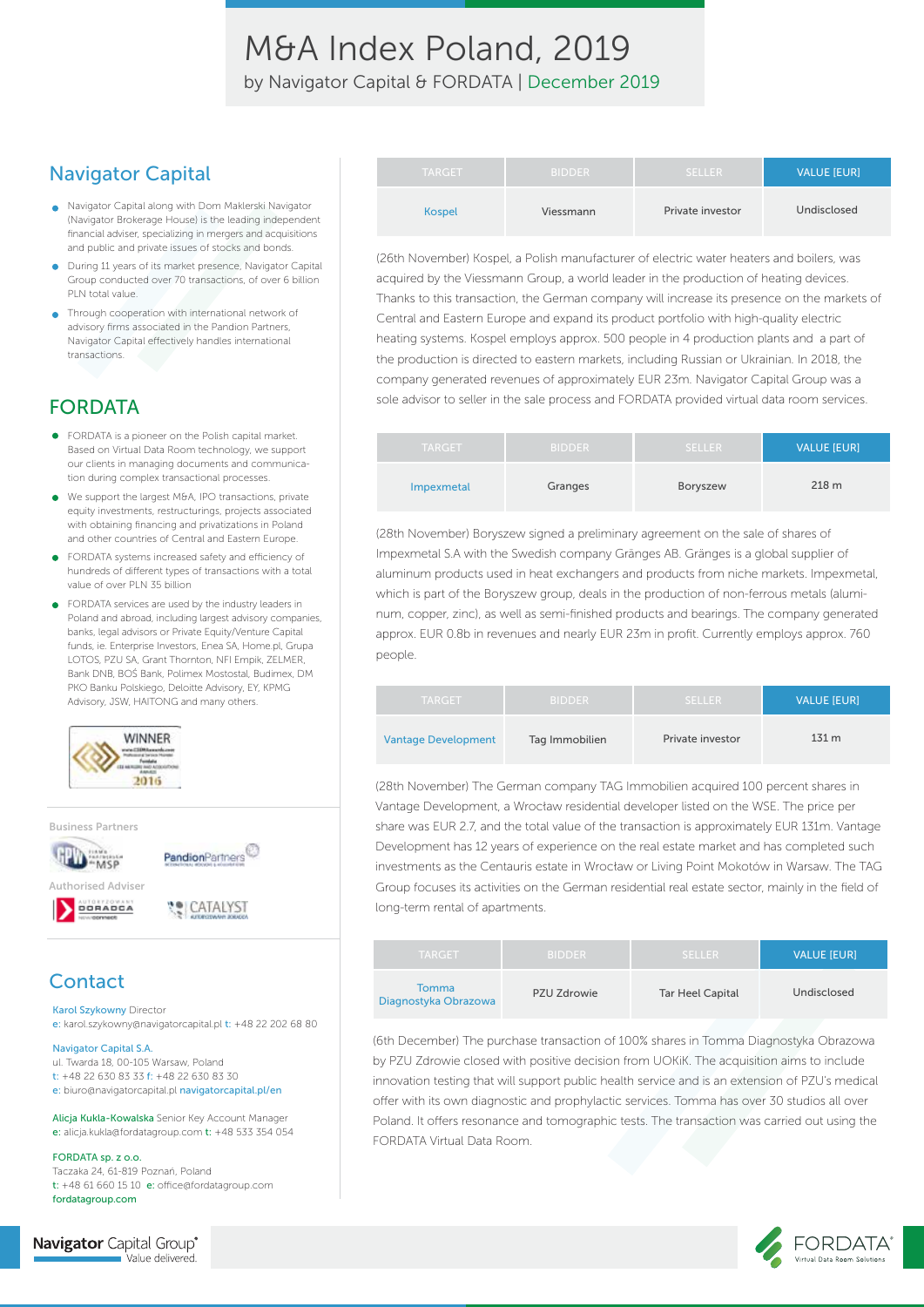# M&A Index Poland, 2019

by Navigator Capital & FORDATA | December 2019

## Navigator Capital

- Navigator Capital along with Dom Maklerski Navigator (Navigator Brokerage House) is the leading independent financial adviser, specializing in mergers and acquisitions and public and private issues of stocks and bonds.
- During 11 years of its market presence, Navigator Capital Group conducted over 70 transactions, of over 6 billion PLN total value.
- Through cooperation with international network of advisory firms associated in the Pandion Partners, Navigator Capital effectively handles international transactions.

## FORDATA

- FORDATA is a pioneer on the Polish capital market. Based on Virtual Data Room technology, we support our clients in managing documents and communication during complex transactional processes.
- We support the largest M&A, IPO transactions, private equity investments, restructurings, projects associated with obtaining financing and privatizations in Poland and other countries of Central and Eastern Europe.
- FORDATA systems increased safety and efficiency of hundreds of different types of transactions with a total value of over PLN 35 billion
- FORDATA services are used by the industry leaders in Poland and abroad, including largest advisory companies, banks, legal advisors or Private Equity/Venture Capital funds, ie. Enterprise Investors, Enea SA, Home.pl, Grupa LOTOS, PZU SA, Grant Thornton, NFI Empik, ZELMER, Bank DNB, BOŚ Bank, Polimex Mostostal, Budimex, DM PKO Banku Polskiego, Deloitte Advisory, EY, KPMG Advisory, JSW, HAITONG and many others.

Business Partners

Authorised Adviser

## Contact

Karol Szykowny Director
e: karol.szykowny@navigatorcapital.pl t: +48 22 202 68 80

Navigator Capital S.A.
ul. Twarda 18, 00-105 Warsaw, Poland
t: +48 22 630 83 33 f: +48 22 630 83 30
e: biuro@navigatorcapital.pl navigatorcapital.pl/en

Alicja Kukla-Kowalska Senior Key Account Manager
e: alicja.kukla@fordatagroup.com t: +48 533 354 054

FORDATA sp. z o.o.
Taczaka 24, 61-819 Poznań, Poland
t: +48 61 660 15 10 e: office@fordatagroup.com
fordatagroup.com

| TARGET | BIDDER | SELLER | VALUE [EUR] |
|---|---|---|---|
| Kospel | Viessmann | Private investor | Undisclosed |

(26th November) Kospel, a Polish manufacturer of electric water heaters and boilers, was acquired by the Viessmann Group, a world leader in the production of heating devices. Thanks to this transaction, the German company will increase its presence on the markets of Central and Eastern Europe and expand its product portfolio with high-quality electric heating systems. Kospel employs approx. 500 people in 4 production plants and a part of the production is directed to eastern markets, including Russian or Ukrainian. In 2018, the company generated revenues of approximately EUR 23m. Navigator Capital Group was a sole advisor to seller in the sale process and FORDATA provided virtual data room services.

| TARGET | BIDDER | SELLER | VALUE [EUR] |
|---|---|---|---|
| Impexmetal | Granges | Boryszew | 218 m |

(28th November) Boryszew signed a preliminary agreement on the sale of shares of Impexmetal S.A with the Swedish company Gränges AB. Gränges is a global supplier of aluminum products used in heat exchangers and products from niche markets. Impexmetal, which is part of the Boryszew group, deals in the production of non-ferrous metals (aluminum, copper, zinc), as well as semi-finished products and bearings. The company generated approx. EUR 0.8b in revenues and nearly EUR 23m in profit. Currently employs approx. 760 people.

| TARGET | BIDDER | SELLER | VALUE [EUR] |
|---|---|---|---|
| Vantage Development | Tag Immobilien | Private investor | 131 m |

(28th November) The German company TAG Immobilien acquired 100 percent shares in Vantage Development, a Wrocław residential developer listed on the WSE. The price per share was EUR 2.7, and the total value of the transaction is approximately EUR 131m. Vantage Development has 12 years of experience on the real estate market and has completed such investments as the Centauris estate in Wrocław or Living Point Mokotów in Warsaw. The TAG Group focuses its activities on the German residential real estate sector, mainly in the field of long-term rental of apartments.

| TARGET | BIDDER | SELLER | VALUE [EUR] |
|---|---|---|---|
| Tomma Diagnostyka Obrazowa | PZU Zdrowie | Tar Heel Capital | Undisclosed |

(6th December) The purchase transaction of 100% shares in Tomma Diagnostyka Obrazowa by PZU Zdrowie closed with positive decision from UOKiK. The acquisition aims to include innovation testing that will support public health service and is an extension of PZU's medical offer with its own diagnostic and prophylactic services. Tomma has over 30 studios all over Poland. It offers resonance and tomographic tests. The transaction was carried out using the FORDATA Virtual Data Room.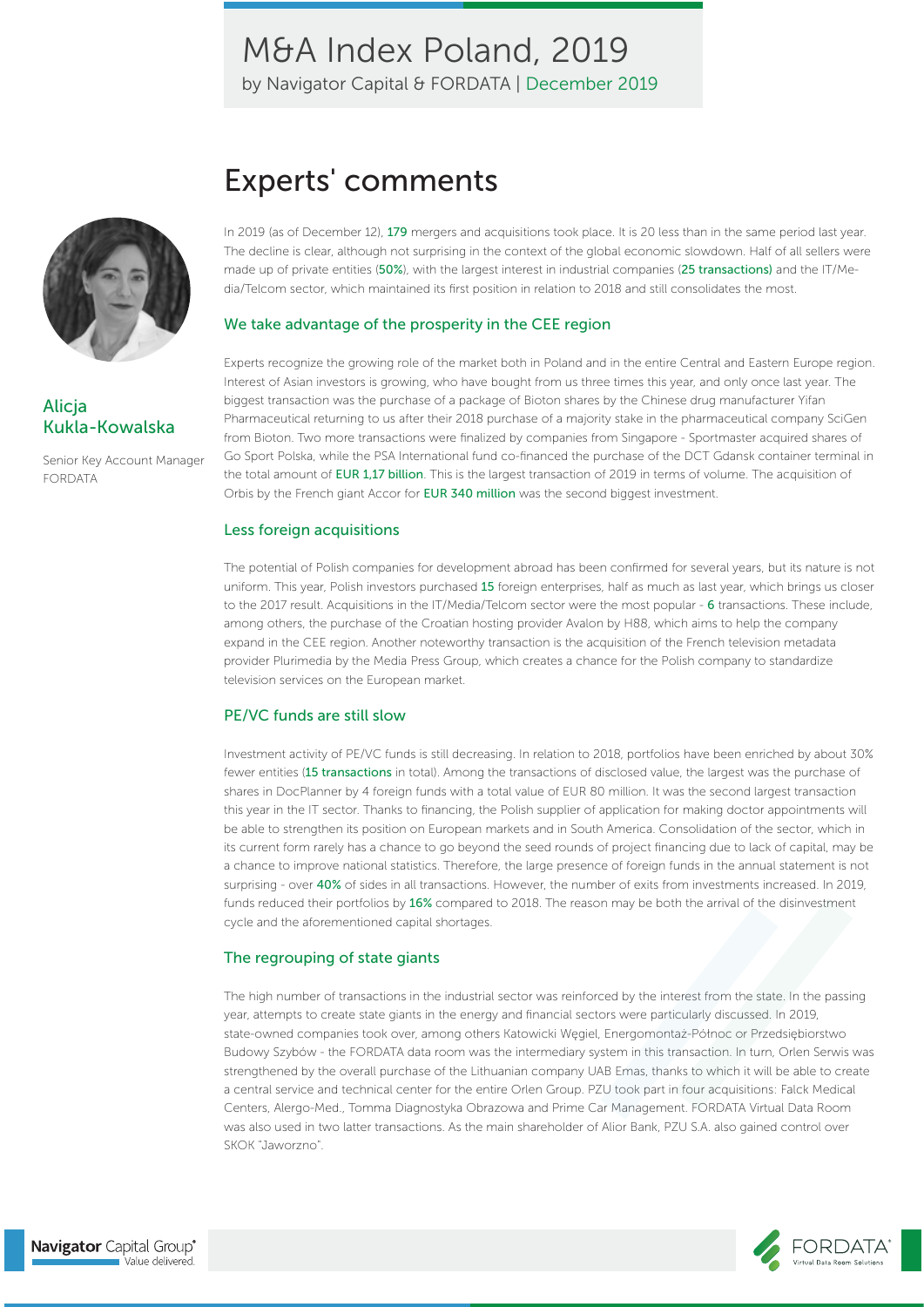# Experts' comments

**Alicja Kukla-Kowalska**

Senior Key Account Manager
FORDATA

In 2019 (as of December 12), 179 mergers and acquisitions took place. It is 20 less than in the same period last year. The decline is clear, although not surprising in the context of the global economic slowdown. Half of all sellers were made up of private entities (50%), with the largest interest in industrial companies (25 transactions) and the IT/Media/Telcom sector, which maintained its first position in relation to 2018 and still consolidates the most.

## We take advantage of the prosperity in the CEE region

Experts recognize the growing role of the market both in Poland and in the entire Central and Eastern Europe region. Interest of Asian investors is growing, who have bought from us three times this year, and only once last year. The biggest transaction was the purchase of a package of Bioton shares by the Chinese drug manufacturer Yifan Pharmaceutical returning to us after their 2018 purchase of a majority stake in the pharmaceutical company SciGen from Bioton. Two more transactions were finalized by companies from Singapore - Sportmaster acquired shares of Go Sport Polska, while the PSA International fund co-financed the purchase of the DCT Gdansk container terminal in the total amount of EUR 1,17 billion. This is the largest transaction of 2019 in terms of volume. The acquisition of Orbis by the French giant Accor for EUR 340 million was the second biggest investment.

## Less foreign acquisitions

The potential of Polish companies for development abroad has been confirmed for several years, but its nature is not uniform. This year, Polish investors purchased 15 foreign enterprises, half as much as last year, which brings us closer to the 2017 result. Acquisitions in the IT/Media/Telcom sector were the most popular - 6 transactions. These include, among others, the purchase of the Croatian hosting provider Avalon by H88, which aims to help the company expand in the CEE region. Another noteworthy transaction is the acquisition of the French television metadata provider Plurimedia by the Media Press Group, which creates a chance for the Polish company to standardize television services on the European market.

## PE/VC funds are still slow

Investment activity of PE/VC funds is still decreasing. In relation to 2018, portfolios have been enriched by about 30% fewer entities (15 transactions in total). Among the transactions of disclosed value, the largest was the purchase of shares in DocPlanner by 4 foreign funds with a total value of EUR 80 million. It was the second largest transaction this year in the IT sector. Thanks to financing, the Polish supplier of application for making doctor appointments will be able to strengthen its position on European markets and in South America. Consolidation of the sector, which in its current form rarely has a chance to go beyond the seed rounds of project financing due to lack of capital, may be a chance to improve national statistics. Therefore, the large presence of foreign funds in the annual statement is not surprising - over 40% of sides in all transactions. However, the number of exits from investments increased. In 2019, funds reduced their portfolios by 16% compared to 2018. The reason may be both the arrival of the disinvestment cycle and the aforementioned capital shortages.

## The regrouping of state giants

The high number of transactions in the industrial sector was reinforced by the interest from the state. In the passing year, attempts to create state giants in the energy and financial sectors were particularly discussed. In 2019, state-owned companies took over, among others Katowicki Węgiel, Energomontaż-Północ or Przedsiębiorstwo Budowy Szybów - the FORDATA data room was the intermediary system in this transaction. In turn, Orlen Serwis was strengthened by the overall purchase of the Lithuanian company UAB Emas, thanks to which it will be able to create a central service and technical center for the entire Orlen Group. PZU took part in four acquisitions: Falck Medical Centers, Alergo-Med., Tomma Diagnostyka Obrazowa and Prime Car Management. FORDATA Virtual Data Room was also used in two latter transactions. As the main shareholder of Alior Bank, PZU S.A. also gained control over SKOK "Jaworzno".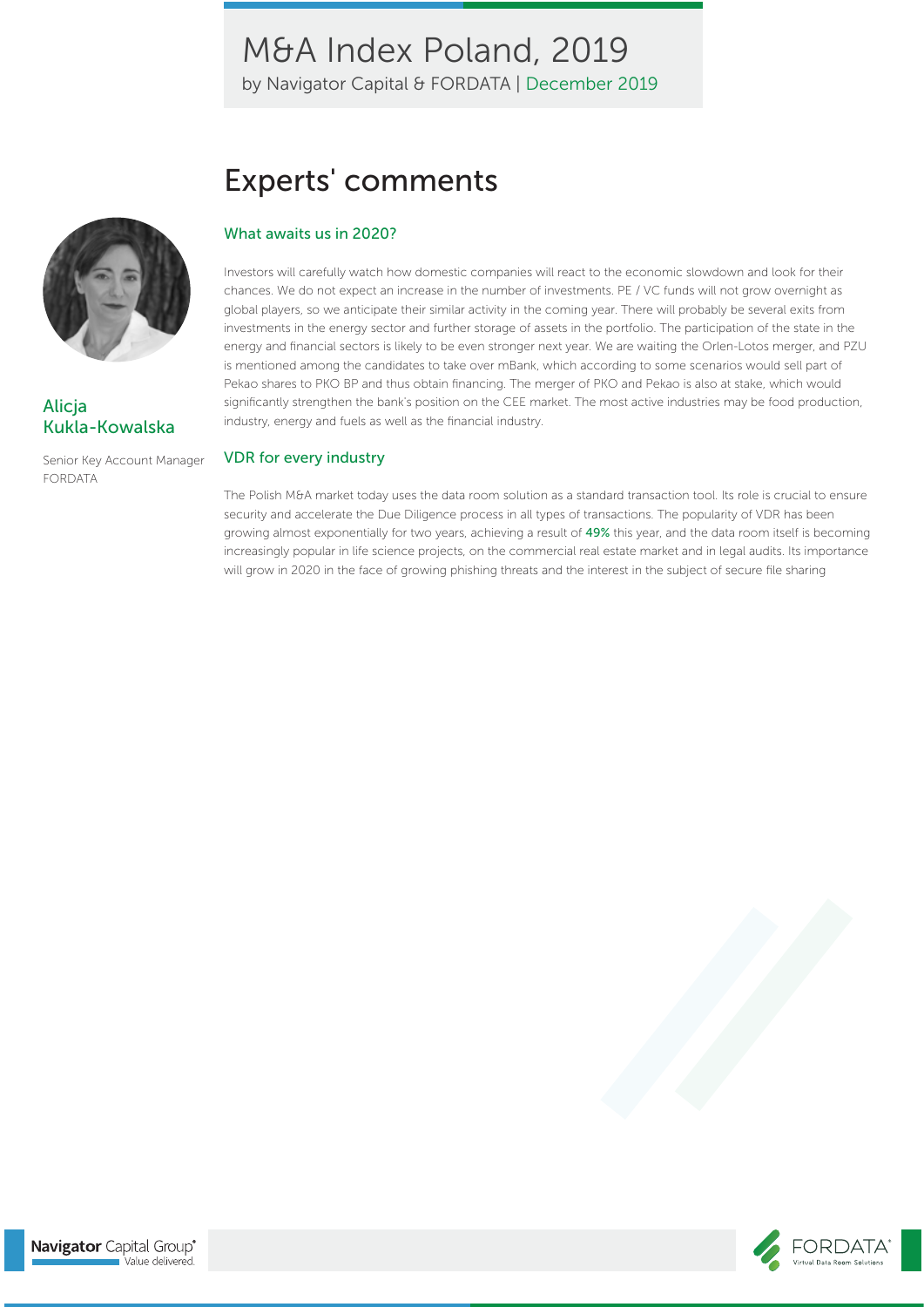# Experts' comments

**Alicja Kukla-Kowalska**

Senior Key Account Manager
FORDATA

## What awaits us in 2020?

Investors will carefully watch how domestic companies will react to the economic slowdown and look for their chances. We do not expect an increase in the number of investments. PE / VC funds will not grow overnight as global players, so we anticipate their similar activity in the coming year. There will probably be several exits from investments in the energy sector and further storage of assets in the portfolio. The participation of the state in the energy and financial sectors is likely to be even stronger next year. We are waiting the Orlen-Lotos merger, and PZU is mentioned among the candidates to take over mBank, which according to some scenarios would sell part of Pekao shares to PKO BP and thus obtain financing. The merger of PKO and Pekao is also at stake, which would significantly strengthen the bank's position on the CEE market. The most active industries may be food production, industry, energy and fuels as well as the financial industry.

## VDR for every industry

The Polish M&A market today uses the data room solution as a standard transaction tool. Its role is crucial to ensure security and accelerate the Due Diligence process in all types of transactions. The popularity of VDR has been growing almost exponentially for two years, achieving a result of **49%** this year, and the data room itself is becoming increasingly popular in life science projects, on the commercial real estate market and in legal audits. Its importance will grow in 2020 in the face of growing phishing threats and the interest in the subject of secure file sharing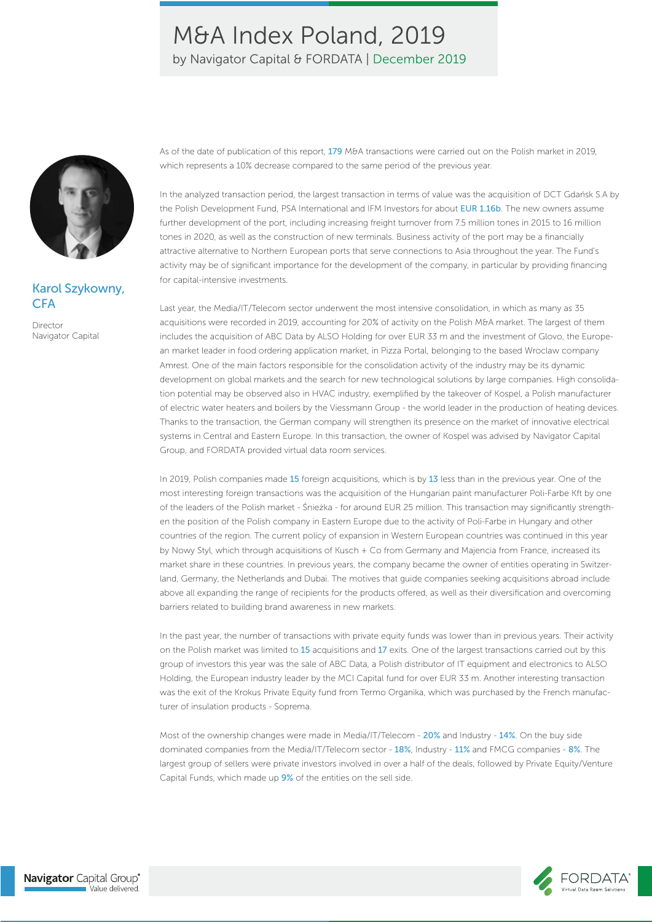# M&A Index Poland, 2019

by Navigator Capital & FORDATA | December 2019

**Karol Szykowny, CFA**

Director
Navigator Capital

As of the date of publication of this report, 179 M&A transactions were carried out on the Polish market in 2019, which represents a 10% decrease compared to the same period of the previous year.

In the analyzed transaction period, the largest transaction in terms of value was the acquisition of DCT Gdańsk S.A by the Polish Development Fund, PSA International and IFM Investors for about EUR 1.16b. The new owners assume further development of the port, including increasing freight turnover from 7.5 million tones in 2015 to 16 million tones in 2020, as well as the construction of new terminals. Business activity of the port may be a financially attractive alternative to Northern European ports that serve connections to Asia throughout the year. The Fund's activity may be of significant importance for the development of the company, in particular by providing financing for capital-intensive investments.

Last year, the Media/IT/Telecom sector underwent the most intensive consolidation, in which as many as 35 acquisitions were recorded in 2019, accounting for 20% of activity on the Polish M&A market. The largest of them includes the acquisition of ABC Data by ALSO Holding for over EUR 33 m and the investment of Glovo, the European market leader in food ordering application market, in Pizza Portal, belonging to the based Wroclaw company Amrest. One of the main factors responsible for the consolidation activity of the industry may be its dynamic development on global markets and the search for new technological solutions by large companies. High consolidation potential may be observed also in HVAC industry, exemplified by the takeover of Kospel, a Polish manufacturer of electric water heaters and boilers by the Viessmann Group - the world leader in the production of heating devices. Thanks to the transaction, the German company will strengthen its presence on the market of innovative electrical systems in Central and Eastern Europe. In this transaction, the owner of Kospel was advised by Navigator Capital Group, and FORDATA provided virtual data room services.

In 2019, Polish companies made 15 foreign acquisitions, which is by 13 less than in the previous year. One of the most interesting foreign transactions was the acquisition of the Hungarian paint manufacturer Poli-Farbe Kft by one of the leaders of the Polish market - Śnieżka - for around EUR 25 million. This transaction may significantly strengthen the position of the Polish company in Eastern Europe due to the activity of Poli-Farbe in Hungary and other countries of the region. The current policy of expansion in Western European countries was continued in this year by Nowy Styl, which through acquisitions of Kusch + Co from Germany and Majencia from France, increased its market share in these countries. In previous years, the company became the owner of entities operating in Switzerland, Germany, the Netherlands and Dubai. The motives that guide companies seeking acquisitions abroad include above all expanding the range of recipients for the products offered, as well as their diversification and overcoming barriers related to building brand awareness in new markets.

In the past year, the number of transactions with private equity funds was lower than in previous years. Their activity on the Polish market was limited to 15 acquisitions and 17 exits. One of the largest transactions carried out by this group of investors this year was the sale of ABC Data, a Polish distributor of IT equipment and electronics to ALSO Holding, the European industry leader by the MCI Capital fund for over EUR 33 m. Another interesting transaction was the exit of the Krokus Private Equity fund from Termo Organika, which was purchased by the French manufacturer of insulation products - Soprema.

Most of the ownership changes were made in Media/IT/Telecom - 20% and Industry - 14%. On the buy side dominated companies from the Media/IT/Telecom sector - 18%, Industry - 11% and FMCG companies - 8%. The largest group of sellers were private investors involved in over a half of the deals, followed by Private Equity/Venture Capital Funds, which made up 9% of the entities on the sell side.